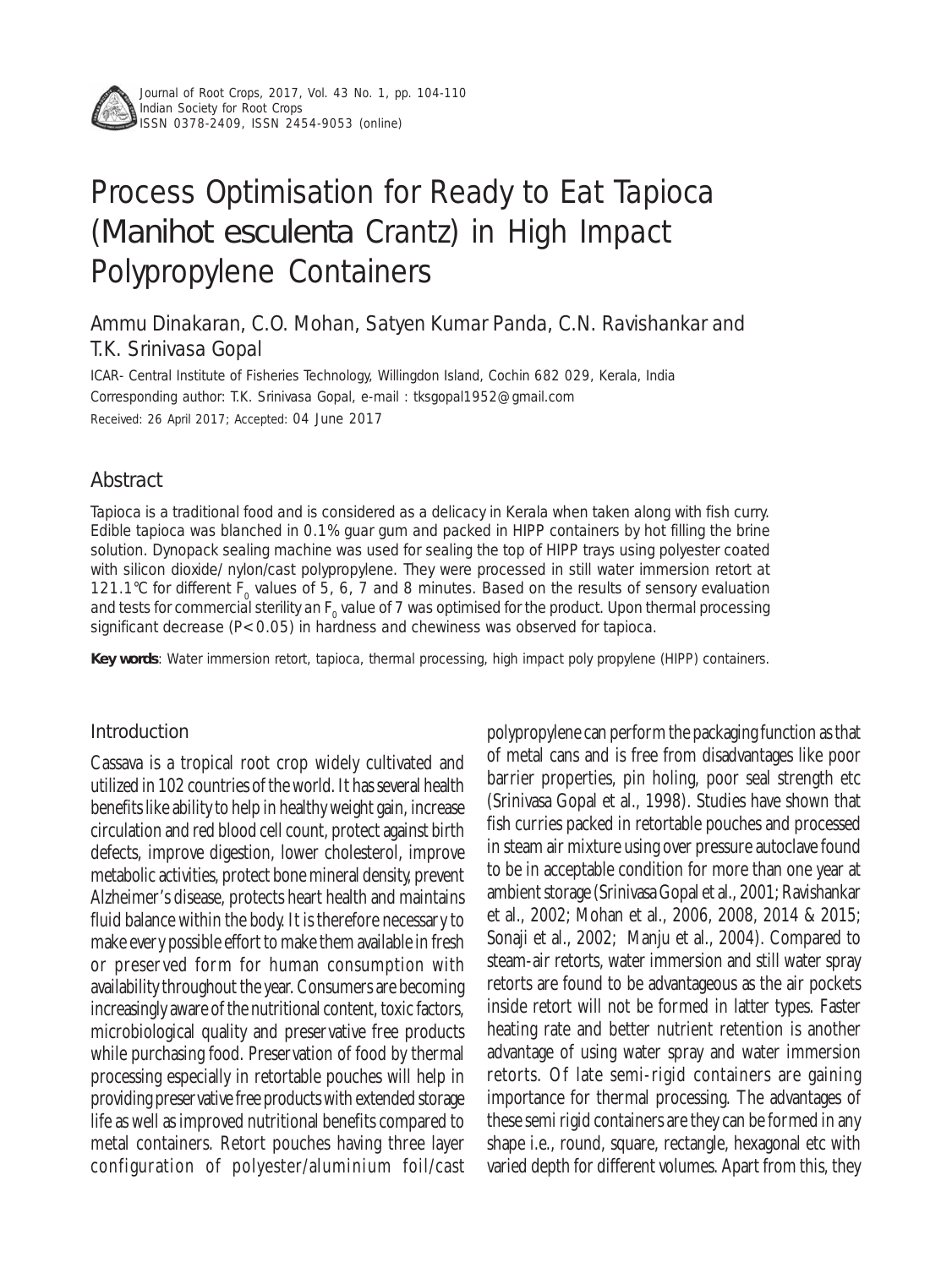# Process Optimisation for Ready to Eat Tapioca (*Manihot esculenta* Crantz) in High Impact Polypropylene Containers

Ammu Dinakaran, C.O. Mohan, Satyen Kumar Panda, C.N. Ravishankar and T.K. Srinivasa Gopal

ICAR- Central Institute of Fisheries Technology, Willingdon Island, Cochin 682 029, Kerala, India

Corresponding author: T.K. Srinivasa Gopal, e-mail : tksgopal1952@gmail.com

Received: 26 April 2017; Accepted: 04 June 2017

## Abstract

Tapioca is a traditional food and is considered as a delicacy in Kerala when taken along with fish curry. Edible tapioca was blanched in 0.1% guar gum and packed in HIPP containers by hot filling the brine solution. Dynopack sealing machine was used for sealing the top of HIPP trays using polyester coated with silicon dioxide/ nylon/cast polypropylene. They were processed in still water immersion retort at 121.1°C for different $F_0$ values of 5, 6, 7 and 8 minutes. Based on the results of sensory evaluation and tests for commercial sterility an $F_0$ value of 7 was optimised for the product. Upon thermal processing significant decrease ($P<0.05$) in hardness and chewiness was observed for tapioca.

**Key words**: Water immersion retort, tapioca, thermal processing, high impact poly propylene (HIPP) containers.

## Introduction

Cassava is a tropical root crop widely cultivated and utilized in 102 countries of the world. It has several health benefits like ability to help in healthy weight gain, increase circulation and red blood cell count, protect against birth defects, improve digestion, lower cholesterol, improve metabolic activities, protect bone mineral density, prevent Alzheimer's disease, protects heart health and maintains fluid balance within the body. It is therefore necessary to make every possible effort to make them available in fresh or preserved form for human consumption with availability throughout the year. Consumers are becoming increasingly aware of the nutritional content, toxic factors, microbiological quality and preservative free products while purchasing food. Preservation of food by thermal processing especially in retortable pouches will help in providing preservative free products with extended storage life as well as improved nutritional benefits compared to metal containers. Retort pouches having three layer configuration of polyester/aluminium foil/cast polypropylene can perform the packaging function as that of metal cans and is free from disadvantages like poor barrier properties, pin holing, poor seal strength etc (Srinivasa Gopal et al., 1998). Studies have shown that fish curries packed in retortable pouches and processed in steam air mixture using over pressure autoclave found to be in acceptable condition for more than one year at ambient storage (Srinivasa Gopal et al., 2001; Ravishankar et al., 2002; Mohan et al., 2006, 2008, 2014 & 2015; Sonaji et al., 2002; Manju et al., 2004). Compared to steam-air retorts, water immersion and still water spray retorts are found to be advantageous as the air pockets inside retort will not be formed in latter types. Faster heating rate and better nutrient retention is another advantage of using water spray and water immersion retorts. Of late semi-rigid containers are gaining importance for thermal processing. The advantages of these semi rigid containers are they can be formed in any shape i.e., round, square, rectangle, hexagonal etc with varied depth for different volumes. Apart from this, they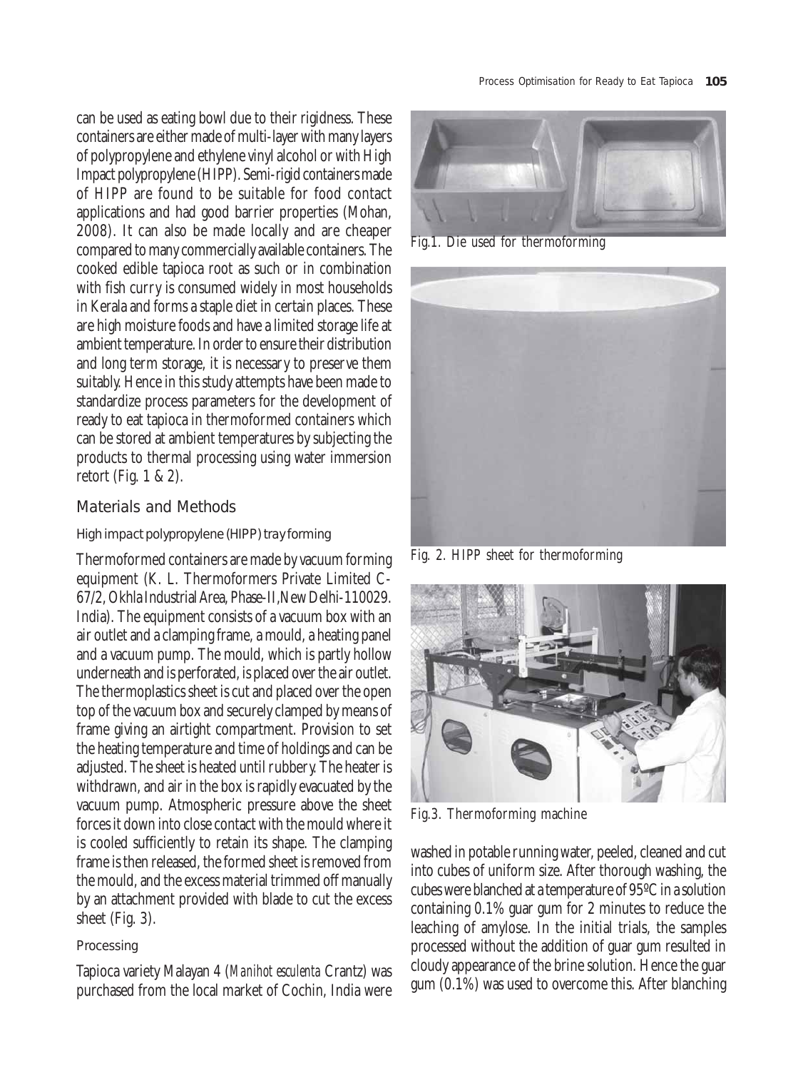can be used as eating bowl due to their rigidness. These containers are either made of multi-layer with many layers of polypropylene and ethylene vinyl alcohol or with High Impact polypropylene (HIPP). Semi-rigid containers made of HIPP are found to be suitable for food contact applications and had good barrier properties (Mohan, 2008). It can also be made locally and are cheaper compared to many commercially available containers. The cooked edible tapioca root as such or in combination with fish curry is consumed widely in most households in Kerala and forms a staple diet in certain places. These are high moisture foods and have a limited storage life at ambient temperature. In order to ensure their distribution and long term storage, it is necessary to preserve them suitably. Hence in this study attempts have been made to standardize process parameters for the development of ready to eat tapioca in thermoformed containers which can be stored at ambient temperatures by subjecting the products to thermal processing using water immersion retort (Fig. 1 & 2).

## Materials and Methods

### High impact polypropylene (HIPP) tray forming

Thermoformed containers are made by vacuum forming equipment (K. L. Thermoformers Private Limited C-67/2, Okhla Industrial Area, Phase-II, New Delhi-110029. India). The equipment consists of a vacuum box with an air outlet and a clamping frame, a mould, a heating panel and a vacuum pump. The mould, which is partly hollow underneath and is perforated, is placed over the air outlet. The thermoplastics sheet is cut and placed over the open top of the vacuum box and securely clamped by means of frame giving an airtight compartment. Provision to set the heating temperature and time of holdings and can be adjusted. The sheet is heated until rubbery. The heater is withdrawn, and air in the box is rapidly evacuated by the vacuum pump. Atmospheric pressure above the sheet forces it down into close contact with the mould where it is cooled sufficiently to retain its shape. The clamping frame is then released, the formed sheet is removed from the mould, and the excess material trimmed off manually by an attachment provided with blade to cut the excess sheet (Fig. 3).

### Processing

Tapioca variety Malayan 4 (*Manihot esculenta* Crantz) was purchased from the local market of Cochin, India were washed in potable running water, peeled, cleaned and cut into cubes of uniform size. After thorough washing, the cubes were blanched at a temperature of 95ºC in a solution containing 0.1% guar gum for 2 minutes to reduce the leaching of amylose. In the initial trials, the samples processed without the addition of guar gum resulted in cloudy appearance of the brine solution. Hence the guar gum (0.1%) was used to overcome this. After blanching

Fig.1. Die used for thermoforming

Fig. 2. HIPP sheet for thermoforming

Fig.3. Thermoforming machine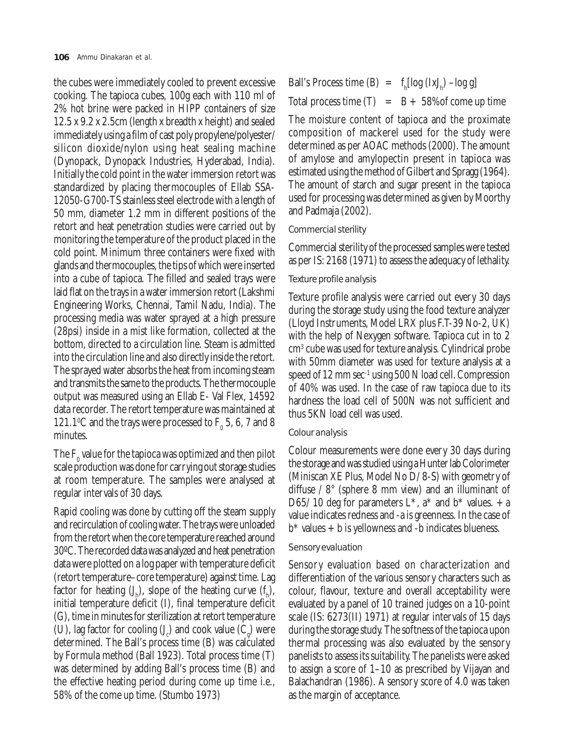the cubes were immediately cooled to prevent excessive cooking. The tapioca cubes, 100g each with 110 ml of 2% hot brine were packed in HIPP containers of size 12.5 x 9.2 x 2.5cm (length x breadth x height) and sealed immediately using a film of cast poly propylene/polyester/silicon dioxide/nylon using heat sealing machine (Dynopack, Dynopack Industries, Hyderabad, India). Initially the cold point in the water immersion retort was standardized by placing thermocouples of Ellab SSA-12050-G700-TS stainless steel electrode with a length of 50 mm, diameter 1.2 mm in different positions of the retort and heat penetration studies were carried out by monitoring the temperature of the product placed in the cold point. Minimum three containers were fixed with glands and thermocouples, the tips of which were inserted into a cube of tapioca. The filled and sealed trays were laid flat on the trays in a water immersion retort (Lakshmi Engineering Works, Chennai, Tamil Nadu, India). The processing media was water sprayed at a high pressure (28psi) inside in a mist like formation, collected at the bottom, directed to a circulation line. Steam is admitted into the circulation line and also directly inside the retort. The sprayed water absorbs the heat from incoming steam and transmits the same to the products. The thermocouple output was measured using an Ellab E- Val Flex, 14592 data recorder. The retort temperature was maintained at 121.1°C and the trays were processed to $F_0$ 5, 6, 7 and 8 minutes.

The $F_0$ value for the tapioca was optimized and then pilot scale production was done for carrying out storage studies at room temperature. The samples were analysed at regular intervals of 30 days.

Rapid cooling was done by cutting off the steam supply and recirculation of cooling water. The trays were unloaded from the retort when the core temperature reached around 30ºC. The recorded data was analyzed and heat penetration data were plotted on a log paper with temperature deficit (retort temperature–core temperature) against time. Lag factor for heating ($J_h$), slope of the heating curve ($f_h$), initial temperature deficit (I), final temperature deficit (G), time in minutes for sterilization at retort temperature (U), lag factor for cooling ($J_c$) and cook value ($C_g$) were determined. The Ball's process time (B) was calculated by Formula method (Ball 1923). Total process time (T) was determined by adding Ball's process time (B) and the effective heating period during come up time i.e., 58% of the come up time. (Stumbo 1973)

$$\text{Ball's Process time (B)} = f_h[\log (I x J_h) - \log g]$$

$$\text{Total process time (T)} = B + 58\% \text{ of come up time}$$

The moisture content of tapioca and the proximate composition of mackerel used for the study were determined as per AOAC methods (2000). The amount of amylose and amylopectin present in tapioca was estimated using the method of Gilbert and Spragg (1964). The amount of starch and sugar present in the tapioca used for processing was determined as given by Moorthy and Padmaja (2002).

### Commercial sterility

Commercial sterility of the processed samples were tested as per IS: 2168 (1971) to assess the adequacy of lethality.

### Texture profile analysis

Texture profile analysis were carried out every 30 days during the storage study using the food texture analyzer (Lloyd Instruments, Model LRX plus F.T-39 No-2, UK) with the help of Nexygen software. Tapioca cut in to 2 $cm^3$ cube was used for texture analysis. Cylindrical probe with 50mm diameter was used for texture analysis at a speed of 12 mm $sec^{-1}$ using 500 N load cell. Compression of 40% was used. In the case of raw tapioca due to its hardness the load cell of 500N was not sufficient and thus 5KN load cell was used.

### Colour analysis

Colour measurements were done every 30 days during the storage and was studied using a Hunter lab Colorimeter (Miniscan XE Plus, Model No D/8-S) with geometry of diffuse / 8° (sphere 8 mm view) and an illuminant of D65/10 deg for parameters L*, a* and b* values. + a value indicates redness and -a is greenness. In the case of b* values + b is yellowness and -b indicates blueness.

### Sensory evaluation

Sensory evaluation based on characterization and differentiation of the various sensory characters such as colour, flavour, texture and overall acceptability were evaluated by a panel of 10 trained judges on a 10-point scale (IS: 6273(II) 1971) at regular intervals of 15 days during the storage study. The softness of the tapioca upon thermal processing was also evaluated by the sensory panelists to assess its suitability. The panelists were asked to assign a score of 1–10 as prescribed by Vijayan and Balachandran (1986). A sensory score of 4.0 was taken as the margin of acceptance.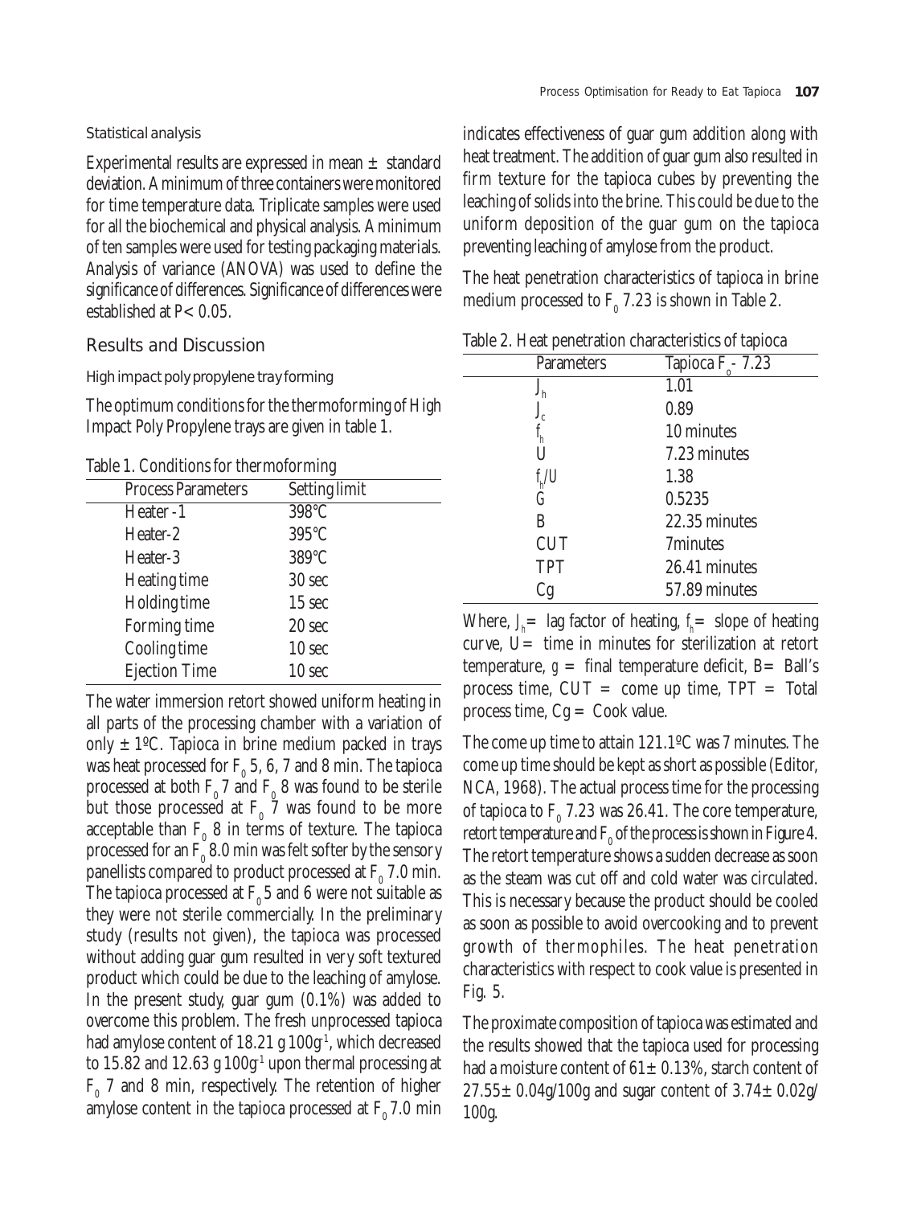#### Statistical analysis

Experimental results are expressed in mean ± standard deviation. A minimum of three containers were monitored for time temperature data. Triplicate samples were used for all the biochemical and physical analysis. A minimum of ten samples were used for testing packaging materials. Analysis of variance (ANOVA) was used to define the significance of differences. Significance of differences were established at $P < 0.05$.

### Results and Discussion

#### High impact poly propylene tray forming

The optimum conditions for the thermoforming of High Impact Poly Propylene trays are given in table 1.

Table 1. Conditions for thermoforming

| Process Parameters | Setting limit |
|---|---|
| Heater -1 | 398°C |
| Heater-2 | 395°C |
| Heater-3 | 389°C |
| Heating time | 30 sec |
| Holding time | 15 sec |
| Forming time | 20 sec |
| Cooling time | 10 sec |
| Ejection Time | 10 sec |

The water immersion retort showed uniform heating in all parts of the processing chamber with a variation of only ± 1ºC. Tapioca in brine medium packed in trays was heat processed for $F_0$ 5, 6, 7 and 8 min. The tapioca processed at both $F_0$ 7 and $F_0$ 8 was found to be sterile but those processed at $F_0$ 7 was found to be more acceptable than $F_0$ 8 in terms of texture. The tapioca processed for an $F_0$ 8.0 min was felt softer by the sensory panellists compared to product processed at $F_0$ 7.0 min. The tapioca processed at $F_0$ 5 and 6 were not suitable as they were not sterile commercially. In the preliminary study (results not given), the tapioca was processed without adding guar gum resulted in very soft textured product which could be due to the leaching of amylose. In the present study, guar gum (0.1%) was added to overcome this problem. The fresh unprocessed tapioca had amylose content of 18.21 g $100g^{-1}$, which decreased to 15.82 and 12.63 g $100g^{-1}$ upon thermal processing at $F_0$ 7 and 8 min, respectively. The retention of higher amylose content in the tapioca processed at $F_0$ 7.0 min indicates effectiveness of guar gum addition along with heat treatment. The addition of guar gum also resulted in firm texture for the tapioca cubes by preventing the leaching of solids into the brine. This could be due to the uniform deposition of the guar gum on the tapioca preventing leaching of amylose from the product.

The heat penetration characteristics of tapioca in brine medium processed to $F_0$ 7.23 is shown in Table 2.

Table 2. Heat penetration characteristics of tapioca

| Parameters | Tapioca $F_0$ - 7.23 |
|---|---|
| $J_h$ | 1.01 |
| $J_c$ | 0.89 |
| $f_h$ | 10 minutes |
| U | 7.23 minutes |
| $f_h/U$ | 1.38 |
| G | 0.5235 |
| B | 22.35 minutes |
| CUT | 7minutes |
| TPT | 26.41 minutes |
| Cg | 57.89 minutes |

Where, $J_h$ = lag factor of heating, $f_h$ = slope of heating curve, U = time in minutes for sterilization at retort temperature, g = final temperature deficit, B = Ball's process time, CUT = come up time, TPT = Total process time, Cg = Cook value.

The come up time to attain 121.1ºC was 7 minutes. The come up time should be kept as short as possible (Editor, NCA, 1968). The actual process time for the processing of tapioca to $F_0$ 7.23 was 26.41. The core temperature, retort temperature and $F_0$ of the process is shown in Figure 4. The retort temperature shows a sudden decrease as soon as the steam was cut off and cold water was circulated. This is necessary because the product should be cooled as soon as possible to avoid overcooking and to prevent growth of thermophiles. The heat penetration characteristics with respect to cook value is presented in Fig. 5.

The proximate composition of tapioca was estimated and the results showed that the tapioca used for processing had a moisture content of 61± 0.13%, starch content of 27.55± 0.04g/100g and sugar content of 3.74± 0.02g/100g.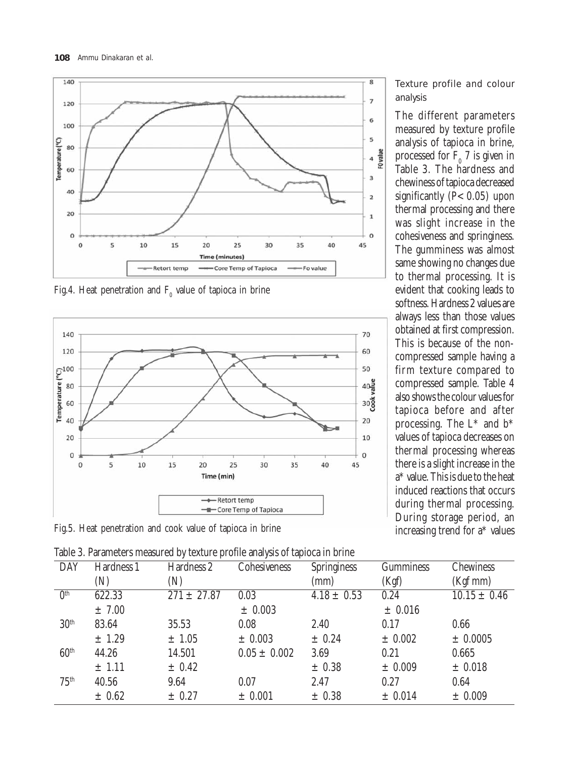Fig.4. Heat penetration and $F_0$ value of tapioca in brine

Fig.5. Heat penetration and cook value of tapioca in brine

### Texture profile and colour analysis

The different parameters measured by texture profile analysis of tapioca in brine, processed for $F_0$ 7 is given in Table 3. The hardness and chewiness of tapioca decreased significantly ($P < 0.05$) upon thermal processing and there was slight increase in the cohesiveness and springiness. The gumminess was almost same showing no changes due to thermal processing. It is evident that cooking leads to softness. Hardness 2 values are always less than those values obtained at first compression. This is because of the non-compressed sample having a firm texture compared to compressed sample. Table 4 also shows the colour values for tapioca before and after processing. The L* and b* values of tapioca decreases on thermal processing whereas there is a slight increase in the a* value. This is due to the heat induced reactions that occurs during thermal processing. During storage period, an increasing trend for a* values

Table 3. Parameters measured by texture profile analysis of tapioca in brine

| DAY | Hardness 1 (N) | Hardness 2 (N) | Cohesiveness | Springiness (mm) | Gumminess (Kgf) | Chewiness (Kgf mm) |
|---|---|---|---|---|---|---|
| 0th | 622.33 ± 7.00 | 271 ± 27.87 | 0.03 ± 0.003 | 4.18 ± 0.53 | 0.24 ± 0.016 | 10.15 ± 0.46 |
| 30th | 83.64 ± 1.29 | 35.53 ± 1.05 | 0.08 ± 0.003 | 2.40 ± 0.24 | 0.17 ± 0.002 | 0.66 ± 0.0005 |
| 60th | 44.26 ± 1.11 | 14.501 ± 0.42 | 0.05 ± 0.002 | 3.69 ± 0.38 | 0.21 ± 0.009 | 0.665 ± 0.018 |
| 75th | 40.56 ± 0.62 | 9.64 ± 0.27 | 0.07 ± 0.001 | 2.47 ± 0.38 | 0.27 ± 0.014 | 0.64 ± 0.009 |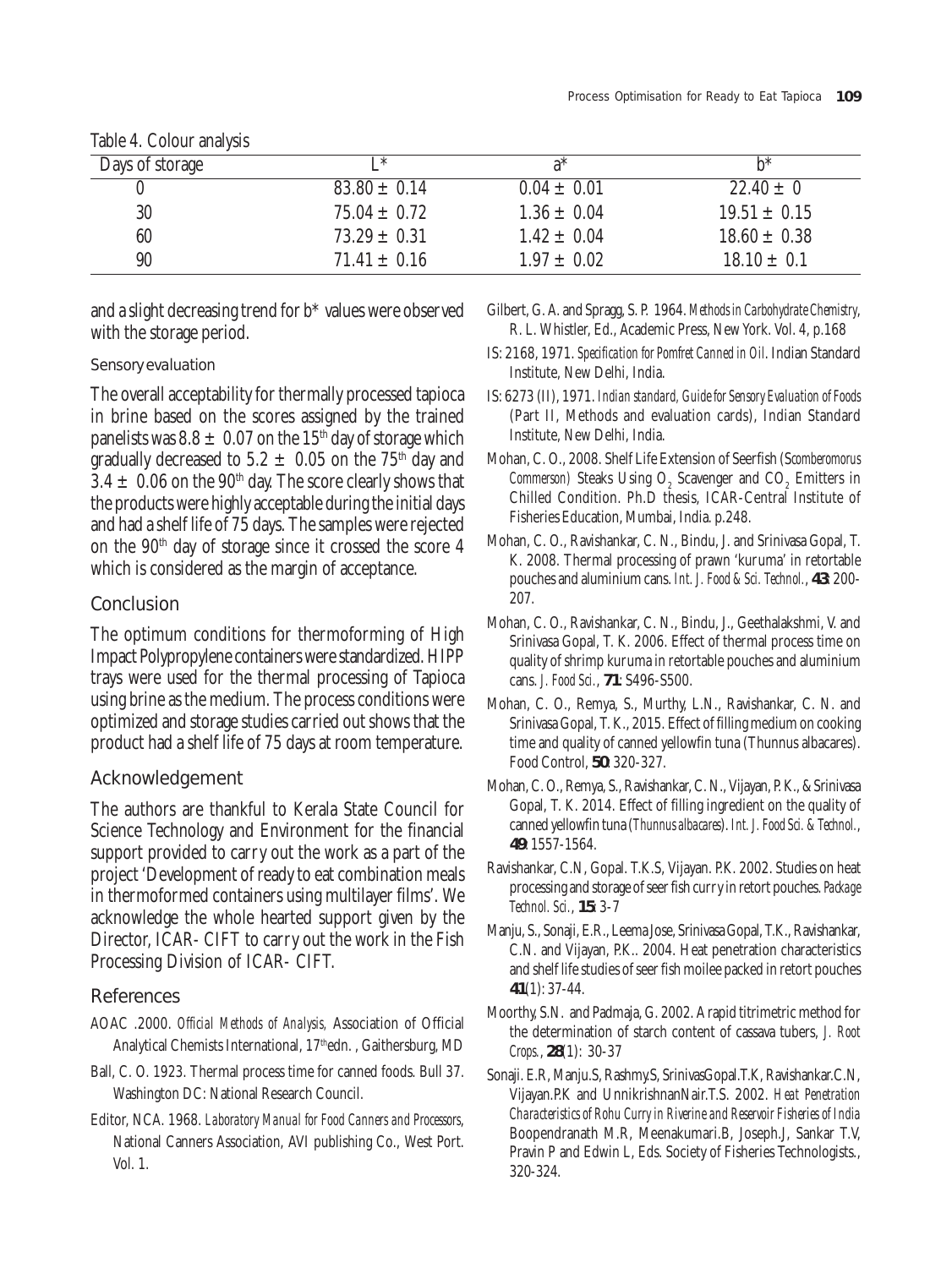Table 4. Colour analysis

| Days of storage | L* | a* | b* |
|---|---|---|---|
| 0 | 83.80 ± 0.14 | 0.04 ± 0.01 | 22.40 ± 0 |
| 30 | 75.04 ± 0.72 | 1.36 ± 0.04 | 19.51 ± 0.15 |
| 60 | 73.29 ± 0.31 | 1.42 ± 0.04 | 18.60 ± 0.38 |
| 90 | 71.41 ± 0.16 | 1.97 ± 0.02 | 18.10 ± 0.1 |

and a slight decreasing trend for b* values were observed with the storage period.

### Sensory evaluation

The overall acceptability for thermally processed tapioca in brine based on the scores assigned by the trained panelists was 8.8 ± 0.07 on the 15[th] day of storage which gradually decreased to 5.2 ± 0.05 on the 75[th] day and 3.4 ± 0.06 on the 90[th] day. The score clearly shows that the products were highly acceptable during the initial days and had a shelf life of 75 days. The samples were rejected on the 90[th] day of storage since it crossed the score 4 which is considered as the margin of acceptance.

## Conclusion

The optimum conditions for thermoforming of High Impact Polypropylene containers were standardized. HIPP trays were used for the thermal processing of Tapioca using brine as the medium. The process conditions were optimized and storage studies carried out shows that the product had a shelf life of 75 days at room temperature.

## Acknowledgement

The authors are thankful to Kerala State Council for Science Technology and Environment for the financial support provided to carry out the work as a part of the project 'Development of ready to eat combination meals in thermoformed containers using multilayer films'. We acknowledge the whole hearted support given by the Director, ICAR- CIFT to carry out the work in the Fish Processing Division of ICAR- CIFT.

## References

AOAC .2000. *Official Methods of Analysis*, Association of Official Analytical Chemists International, 17[th]edn. , Gaithersburg, MD

Ball, C. O. 1923. Thermal process time for canned foods. Bull 37. Washington DC: National Research Council.

Editor, NCA. 1968. *Laboratory Manual for Food Canners and Processors*, National Canners Association, AVI publishing Co., West Port. Vol. 1.

Gilbert, G. A. and Spragg, S. P. 1964. *Methods in Carbohydrate Chemistry*, R. L. Whistler, Ed., Academic Press, New York. Vol. 4, p.168

IS: 2168, 1971. *Specification for Pomfret Canned in Oil*. Indian Standard Institute, New Delhi, India.

IS: 6273 (II), 1971. *Indian standard, Guide for Sensory Evaluation of Foods* (Part II, Methods and evaluation cards), Indian Standard Institute, New Delhi, India.

Mohan, C. O., 2008. Shelf Life Extension of Seerfish (*Scomberomorus Commerson*) Steaks Using $O_2$ Scavenger and $CO_2$ Emitters in Chilled Condition. Ph.D thesis, ICAR-Central Institute of Fisheries Education, Mumbai, India. p.248.

Mohan, C. O., Ravishankar, C. N., Bindu, J. and Srinivasa Gopal, T. K. 2008. Thermal processing of prawn 'kuruma' in retortable pouches and aluminium cans. *Int. J. Food & Sci. Technol.*, **43**: 200-207.

Mohan, C. O., Ravishankar, C. N., Bindu, J., Geethalakshmi, V. and Srinivasa Gopal, T. K. 2006. Effect of thermal process time on quality of shrimp kuruma in retortable pouches and aluminium cans. *J. Food Sci.*, **71**: S496-S500.

Mohan, C. O., Remya, S., Murthy, L.N., Ravishankar, C. N. and Srinivasa Gopal, T. K., 2015. Effect of filling medium on cooking time and quality of canned yellowfin tuna (Thunnus albacares). Food Control, **50**: 320-327.

Mohan, C. O., Remya, S., Ravishankar, C. N., Vijayan, P. K., & Srinivasa Gopal, T. K. 2014. Effect of filling ingredient on the quality of canned yellowfin tuna (*Thunnus albacares*). *Int. J. Food Sci. & Technol.*, **49**: 1557-1564.

Ravishankar, C.N, Gopal. T.K.S, Vijayan. P.K. 2002. Studies on heat processing and storage of seer fish curry in retort pouches. *Package Technol. Sci.*, **15**: 3-7

Manju, S., Sonaji, E.R., Leema Jose, Srinivasa Gopal, T.K., Ravishankar, C.N. and Vijayan, P.K.. 2004. Heat penetration characteristics and shelf life studies of seer fish moilee packed in retort pouches **41**(1): 37-44.

Moorthy, S.N. and Padmaja, G. 2002. A rapid titrimetric method for the determination of starch content of cassava tubers, *J. Root Crops.*, **28**(1): 30-37

Sonaji. E.R, Manju.S, Rashmy.S, SrinivasGopal.T.K, Ravishankar.C.N, Vijayan.P.K and UnnikrishnanNair.T.S. 2002. *Heat Penetration Characteristics of Rohu Curry in Riverine and Reservoir Fisheries of India* Boopendranath M.R, Meenakumari.B, Joseph.J, Sankar T.V, Pravin P and Edwin L, Eds. Society of Fisheries Technologists., 320-324.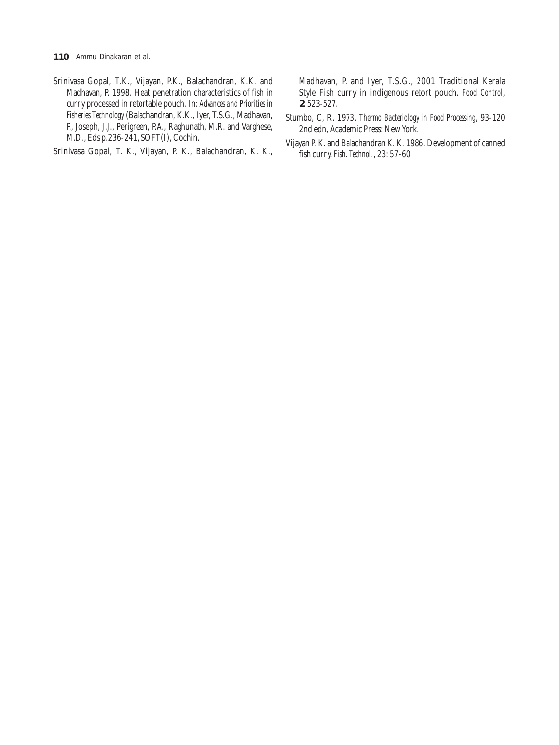Srinivasa Gopal, T.K., Vijayan, P.K., Balachandran, K.K. and Madhavan, P. 1998. Heat penetration characteristics of fish in curry processed in retortable pouch. In: *Advances and Priorities in Fisheries Technology* (Balachandran, K.K., Iyer, T.S.G., Madhavan, P., Joseph, J.J., Perigreen, P.A., Raghunath, M.R. and Varghese, M.D., Eds p.236-241, SOFT(I), Cochin.

Srinivasa Gopal, T. K., Vijayan, P. K., Balachandran, K. K., Madhavan, P. and Iyer, T.S.G., 2001 Traditional Kerala Style Fish curry in indigenous retort pouch. *Food Control*, **2**: 523-527.

Stumbo, C, R. 1973. *Thermo Bacteriology in Food Processing*, 93-120 2nd edn, Academic Press: New York.

Vijayan P. K. and Balachandran K. K. 1986. Development of canned fish curry. *Fish. Technol.*, 23: 57-60